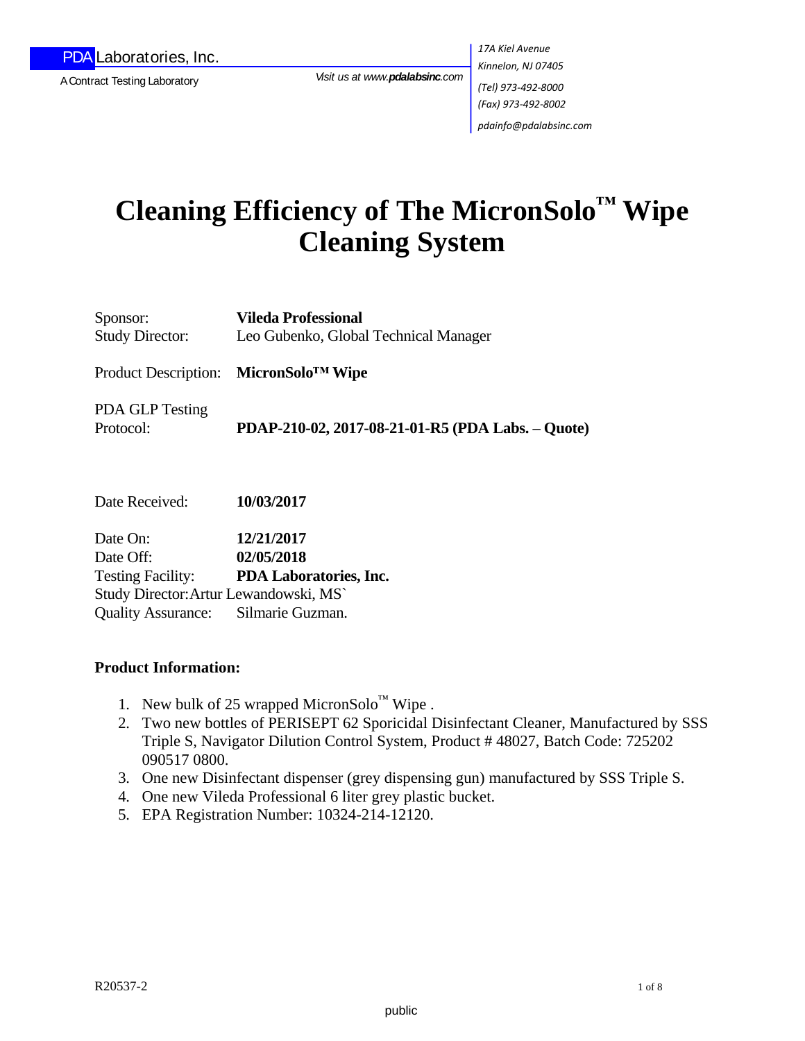PDA Laboratories, Inc.

A Contract Testing Laboratory

Visit us at www.**pdalabsinc**.com

*17A Kiel Avenue*
*Kinnelon, NJ 07405*
*(Tel) 973-492-8000*
*(Fax) 973-492-8002*
*pdainfo@pdalabsinc.com*

# Cleaning Efficiency of The MicronSolo™ Wipe Cleaning System

Sponsor: **Vileda Professional**
Study Director: Leo Gubenko, Global Technical Manager

Product Description: **MicronSolo™ Wipe**

PDA GLP Testing Protocol: **PDAP-210-02, 2017-08-21-01-R5 (PDA Labs. – Quote)**

Date Received: **10/03/2017**

Date On: **12/21/2017**
Date Off: **02/05/2018**
Testing Facility: **PDA Laboratories, Inc.**
Study Director: Artur Lewandowski, MS`
Quality Assurance: Silmarie Guzman.

**Product Information:**

1. New bulk of 25 wrapped MicronSolo™ Wipe .
2. Two new bottles of PERISEPT 62 Sporicidal Disinfectant Cleaner, Manufactured by SSS Triple S, Navigator Dilution Control System, Product # 48027, Batch Code: 725202 090517 0800.
3. One new Disinfectant dispenser (grey dispensing gun) manufactured by SSS Triple S.
4. One new Vileda Professional 6 liter grey plastic bucket.
5. EPA Registration Number: 10324-214-12120.

R20537-2

public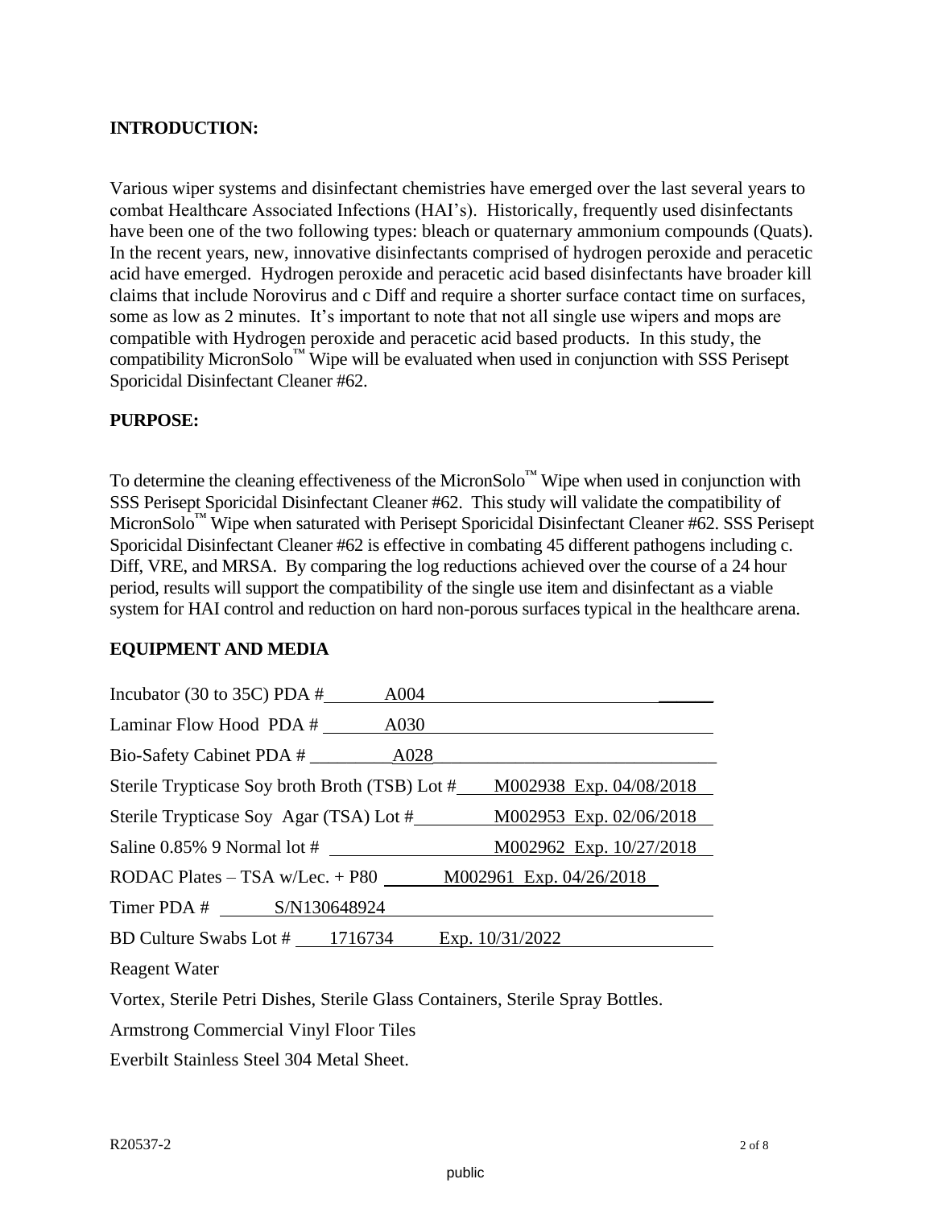## INTRODUCTION:

Various wiper systems and disinfectant chemistries have emerged over the last several years to combat Healthcare Associated Infections (HAI's). Historically, frequently used disinfectants have been one of the two following types: bleach or quaternary ammonium compounds (Quats). In the recent years, new, innovative disinfectants comprised of hydrogen peroxide and peracetic acid have emerged. Hydrogen peroxide and peracetic acid based disinfectants have broader kill claims that include Norovirus and c Diff and require a shorter surface contact time on surfaces, some as low as 2 minutes. It's important to note that not all single use wipers and mops are compatible with Hydrogen peroxide and peracetic acid based products. In this study, the compatibility MicronSolo™ Wipe will be evaluated when used in conjunction with SSS Perisept Sporicidal Disinfectant Cleaner #62.

## PURPOSE:

To determine the cleaning effectiveness of the MicronSolo™ Wipe when used in conjunction with SSS Perisept Sporicidal Disinfectant Cleaner #62. This study will validate the compatibility of MicronSolo™ Wipe when saturated with Perisept Sporicidal Disinfectant Cleaner #62. SSS Perisept Sporicidal Disinfectant Cleaner #62 is effective in combating 45 different pathogens including c. Diff, VRE, and MRSA. By comparing the log reductions achieved over the course of a 24 hour period, results will support the compatibility of the single use item and disinfectant as a viable system for HAI control and reduction on hard non-porous surfaces typical in the healthcare arena.

## EQUIPMENT AND MEDIA

Incubator (30 to 35C) PDA # A004

Laminar Flow Hood PDA # A030

Bio-Safety Cabinet PDA # A028

Sterile Trypticase Soy broth Broth (TSB) Lot # M002938 Exp. 04/08/2018

Sterile Trypticase Soy Agar (TSA) Lot # M002953 Exp. 02/06/2018

Saline 0.85% 9 Normal lot # M002962 Exp. 10/27/2018

RODAC Plates – TSA w/Lec. + P80 M002961 Exp. 04/26/2018

Timer PDA # S/N130648924

BD Culture Swabs Lot # 1716734 Exp. 10/31/2022

Reagent Water

Vortex, Sterile Petri Dishes, Sterile Glass Containers, Sterile Spray Bottles.

Armstrong Commercial Vinyl Floor Tiles

Everbilt Stainless Steel 304 Metal Sheet.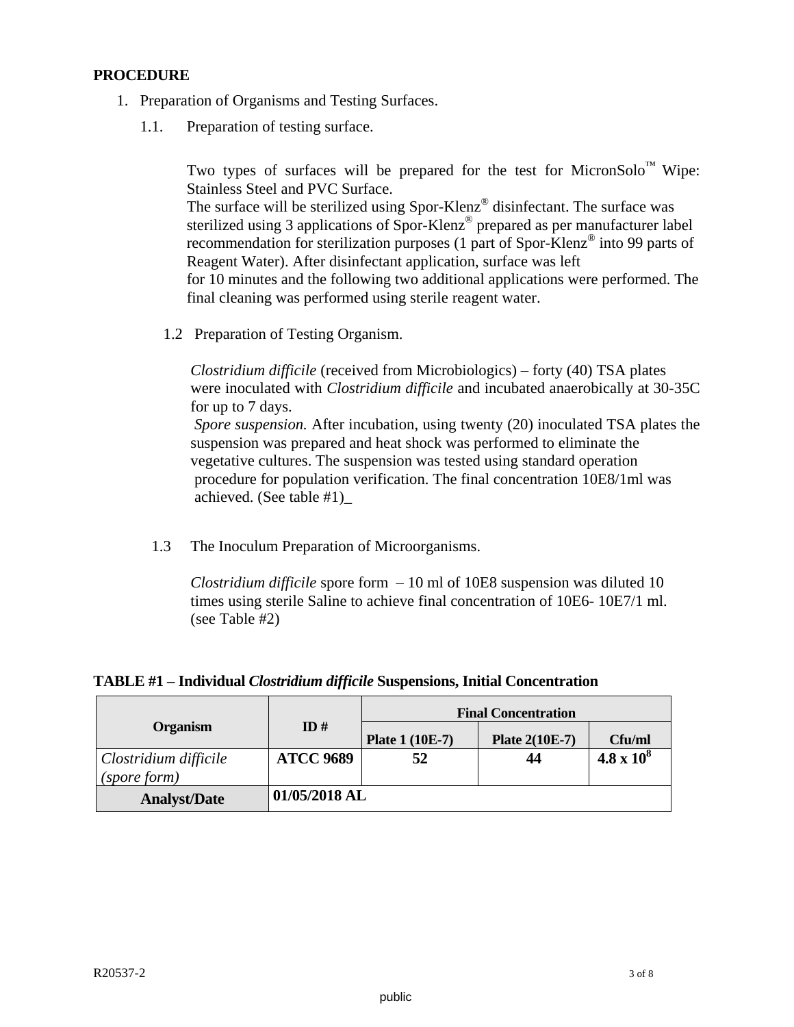**PROCEDURE**

1. Preparation of Organisms and Testing Surfaces.

   1.1. Preparation of testing surface.

   Two types of surfaces will be prepared for the test for MicronSolo™ Wipe: Stainless Steel and PVC Surface.
   The surface will be sterilized using Spor-Klenz® disinfectant. The surface was sterilized using 3 applications of Spor-Klenz® prepared as per manufacturer label recommendation for sterilization purposes (1 part of Spor-Klenz® into 99 parts of Reagent Water). After disinfectant application, surface was left for 10 minutes and the following two additional applications were performed. The final cleaning was performed using sterile reagent water.

   1.2 Preparation of Testing Organism.

   *Clostridium difficile* (received from Microbiologics) – forty (40) TSA plates were inoculated with *Clostridium difficile* and incubated anaerobically at 30-35C for up to 7 days.
   *Spore suspension.* After incubation, using twenty (20) inoculated TSA plates the suspension was prepared and heat shock was performed to eliminate the vegetative cultures. The suspension was tested using standard operation procedure for population verification. The final concentration 10E8/1ml was achieved. (See table #1)_

   1.3 The Inoculum Preparation of Microorganisms.

   *Clostridium difficile* spore form – 10 ml of 10E8 suspension was diluted 10 times using sterile Saline to achieve final concentration of 10E6- 10E7/1 ml. (see Table #2)

**TABLE #1 – Individual *Clostridium difficile* Suspensions, Initial Concentration**

| Organism | ID # | Final Concentration | | |
|---|---|---|---|---|
| | | Plate 1 (10E-7) | Plate 2(10E-7) | Cfu/ml |
| *Clostridium difficile (spore form)* | **ATCC 9689** | **52** | **44** | **$4.8 \times 10^8$** |
| **Analyst/Date** | **01/05/2018 AL** | | | |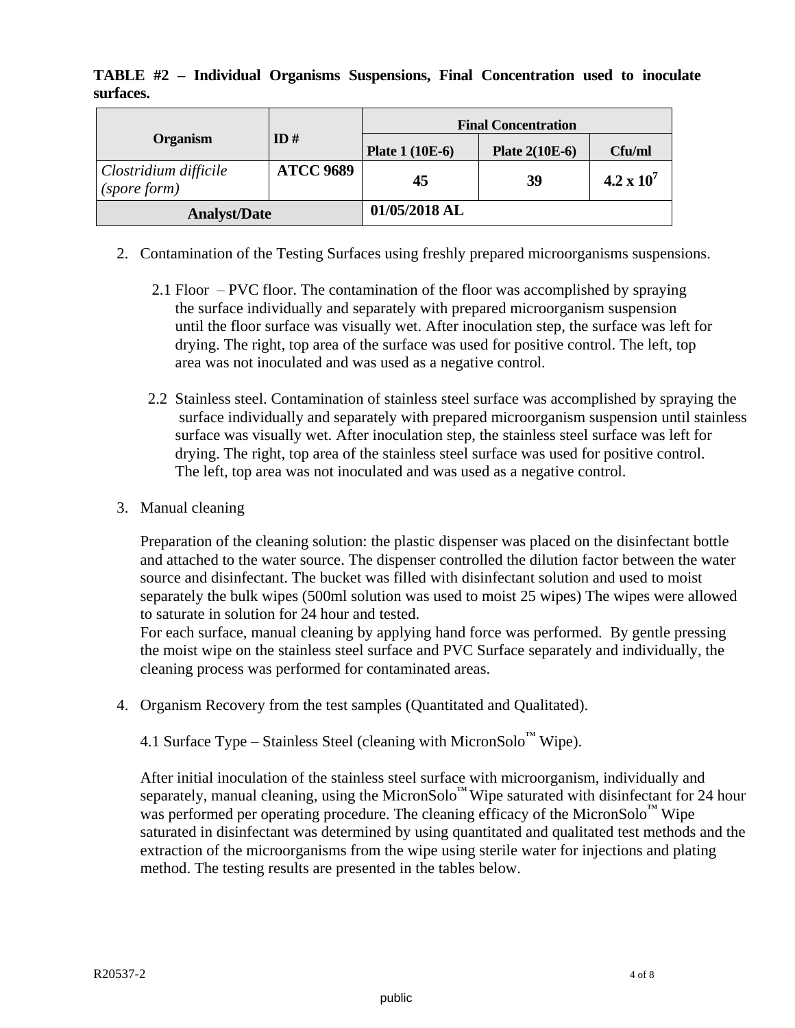**TABLE #2 – Individual Organisms Suspensions, Final Concentration used to inoculate surfaces.**

| Organism | ID # | Final Concentration | | |
|---|---|---|---|---|
| | | Plate 1 (10E-6) | Plate 2(10E-6) | Cfu/ml |
| *Clostridium difficile (spore form)* | ATCC 9689 | 45 | 39 | $4.2 \times 10^7$ |
| Analyst/Date | | 01/05/2018 AL | | |

2. Contamination of the Testing Surfaces using freshly prepared microorganisms suspensions.

   2.1 Floor – PVC floor. The contamination of the floor was accomplished by spraying the surface individually and separately with prepared microorganism suspension until the floor surface was visually wet. After inoculation step, the surface was left for drying. The right, top area of the surface was used for positive control. The left, top area was not inoculated and was used as a negative control.

   2.2 Stainless steel. Contamination of stainless steel surface was accomplished by spraying the surface individually and separately with prepared microorganism suspension until stainless surface was visually wet. After inoculation step, the stainless steel surface was left for drying. The right, top area of the stainless steel surface was used for positive control. The left, top area was not inoculated and was used as a negative control.

3. Manual cleaning

   Preparation of the cleaning solution: the plastic dispenser was placed on the disinfectant bottle and attached to the water source. The dispenser controlled the dilution factor between the water source and disinfectant. The bucket was filled with disinfectant solution and used to moist separately the bulk wipes (500ml solution was used to moist 25 wipes) The wipes were allowed to saturate in solution for 24 hour and tested.
   For each surface, manual cleaning by applying hand force was performed. By gentle pressing the moist wipe on the stainless steel surface and PVC Surface separately and individually, the cleaning process was performed for contaminated areas.

4. Organism Recovery from the test samples (Quantitated and Qualitated).

   4.1 Surface Type – Stainless Steel (cleaning with MicronSolo™ Wipe).

   After initial inoculation of the stainless steel surface with microorganism, individually and separately, manual cleaning, using the MicronSolo™ Wipe saturated with disinfectant for 24 hour was performed per operating procedure. The cleaning efficacy of the MicronSolo™ Wipe saturated in disinfectant was determined by using quantitated and qualitated test methods and the extraction of the microorganisms from the wipe using sterile water for injections and plating method. The testing results are presented in the tables below.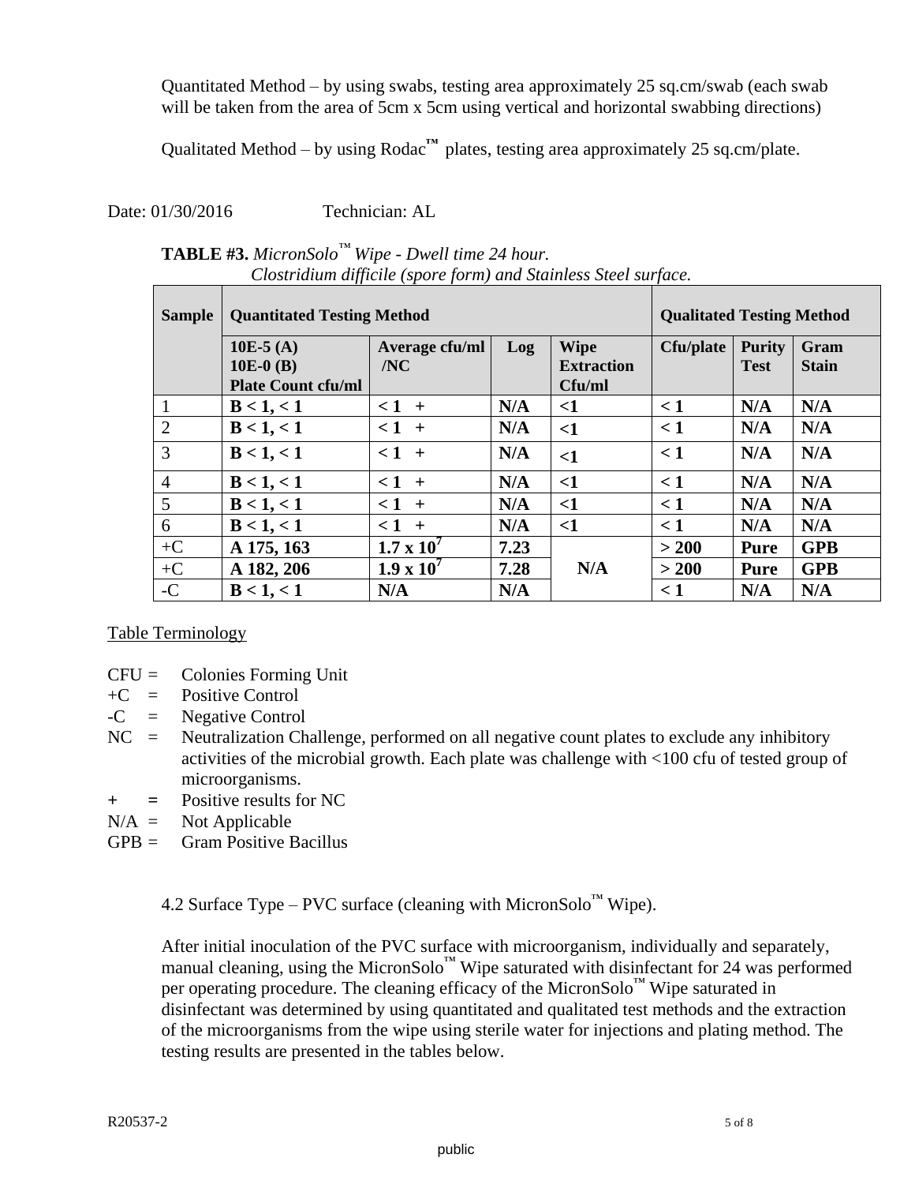Quantitated Method – by using swabs, testing area approximately 25 sq.cm/swab (each swab will be taken from the area of 5cm x 5cm using vertical and horizontal swabbing directions)

Qualitated Method – by using Rodac™ plates, testing area approximately 25 sq.cm/plate.

Date: 01/30/2016 Technician: AL

**TABLE #3.** *MicronSolo™ Wipe - Dwell time 24 hour. Clostridium difficile (spore form) and Stainless Steel surface.*

| Sample | Quantitated Testing Method | | | | Qualitated Testing Method | | |
|---|---|---|---|---|---|---|---|
| | 10E-5 (A) 10E-0 (B) Plate Count cfu/ml | Average cfu/ml /NC | Log | Wipe Extraction Cfu/ml | Cfu/plate | Purity Test | Gram Stain |
| 1 | **B < 1, < 1** | **< 1 +** | **N/A** | **<1** | **< 1** | **N/A** | **N/A** |
| 2 | **B < 1, < 1** | **< 1 +** | **N/A** | **<1** | **< 1** | **N/A** | **N/A** |
| 3 | **B < 1, < 1** | **< 1 +** | **N/A** | **<1** | **< 1** | **N/A** | **N/A** |
| 4 | **B < 1, < 1** | **< 1 +** | **N/A** | **<1** | **< 1** | **N/A** | **N/A** |
| 5 | **B < 1, < 1** | **< 1 +** | **N/A** | **<1** | **< 1** | **N/A** | **N/A** |
| 6 | **B < 1, < 1** | **< 1 +** | **N/A** | **<1** | **< 1** | **N/A** | **N/A** |
| +C | **A 175, 163** | **$1.7 \times 10^7$** | **7.23** | **N/A** | **> 200** | **Pure** | **GPB** |
| +C | **A 182, 206** | **$1.9 \times 10^7$** | **7.28** | | **> 200** | **Pure** | **GPB** |
| -C | **B < 1, < 1** | **N/A** | **N/A** | | **< 1** | **N/A** | **N/A** |

Table Terminology

- CFU = Colonies Forming Unit
- +C = Positive Control
- -C = Negative Control
- NC = Neutralization Challenge, performed on all negative count plates to exclude any inhibitory activities of the microbial growth. Each plate was challenge with <100 cfu of tested group of microorganisms.
- **+ =** Positive results for NC
- N/A = Not Applicable
- GPB = Gram Positive Bacillus

4.2 Surface Type – PVC surface (cleaning with MicronSolo™ Wipe).

After initial inoculation of the PVC surface with microorganism, individually and separately, manual cleaning, using the MicronSolo™ Wipe saturated with disinfectant for 24 was performed per operating procedure. The cleaning efficacy of the MicronSolo™ Wipe saturated in disinfectant was determined by using quantitated and qualitated test methods and the extraction of the microorganisms from the wipe using sterile water for injections and plating method. The testing results are presented in the tables below.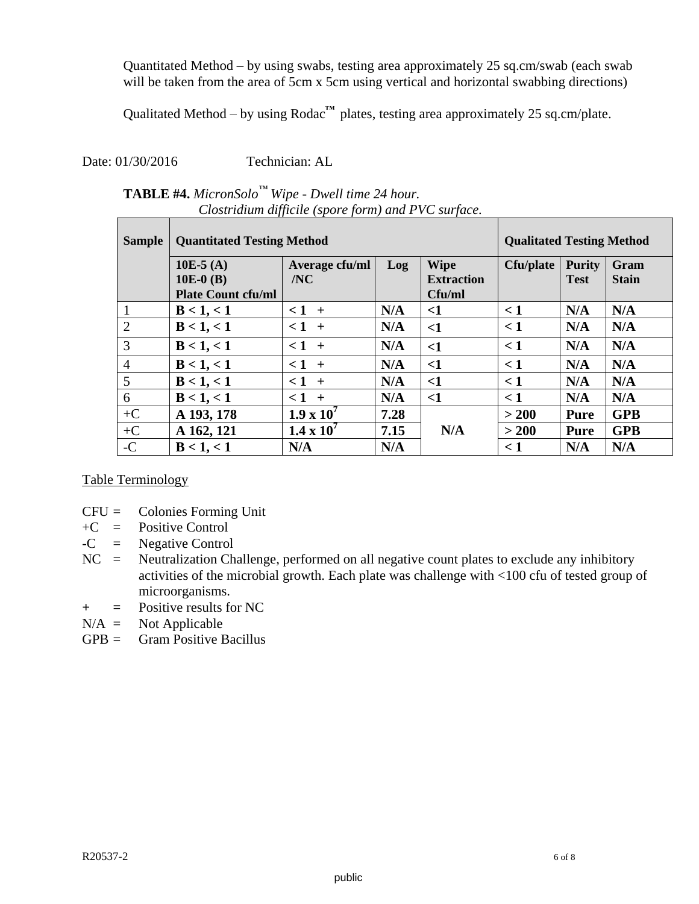Quantitated Method – by using swabs, testing area approximately 25 sq.cm/swab (each swab will be taken from the area of 5cm x 5cm using vertical and horizontal swabbing directions)

Qualitated Method – by using Rodac™ plates, testing area approximately 25 sq.cm/plate.

Date: 01/30/2016 Technician: AL

**TABLE #4.** *MicronSolo™ Wipe - Dwell time 24 hour. Clostridium difficile (spore form) and PVC surface.*

| Sample | Quantitated Testing Method | | | | Qualitated Testing Method | | |
|---|---|---|---|---|---|---|---|
| | **10E-5 (A) 10E-0 (B) Plate Count cfu/ml** | **Average cfu/ml /NC** | **Log** | **Wipe Extraction Cfu/ml** | **Cfu/plate** | **Purity Test** | **Gram Stain** |
| 1 | **B < 1, < 1** | **< 1 +** | **N/A** | **<1** | **< 1** | **N/A** | **N/A** |
| 2 | **B < 1, < 1** | **< 1 +** | **N/A** | **<1** | **< 1** | **N/A** | **N/A** |
| 3 | **B < 1, < 1** | **< 1 +** | **N/A** | **<1** | **< 1** | **N/A** | **N/A** |
| 4 | **B < 1, < 1** | **< 1 +** | **N/A** | **<1** | **< 1** | **N/A** | **N/A** |
| 5 | **B < 1, < 1** | **< 1 +** | **N/A** | **<1** | **< 1** | **N/A** | **N/A** |
| 6 | **B < 1, < 1** | **< 1 +** | **N/A** | **<1** | **< 1** | **N/A** | **N/A** |
| +C | **A 193, 178** | **$1.9 \times 10^7$** | **7.28** | **N/A** | **> 200** | **Pure** | **GPB** |
| +C | **A 162, 121** | **$1.4 \times 10^7$** | **7.15** | | **> 200** | **Pure** | **GPB** |
| -C | **B < 1, < 1** | **N/A** | **N/A** | | **< 1** | **N/A** | **N/A** |

Table Terminology

- CFU = Colonies Forming Unit
- +C = Positive Control
- -C = Negative Control
- NC = Neutralization Challenge, performed on all negative count plates to exclude any inhibitory activities of the microbial growth. Each plate was challenge with <100 cfu of tested group of microorganisms.
- **+ =** Positive results for NC
- N/A = Not Applicable
- GPB = Gram Positive Bacillus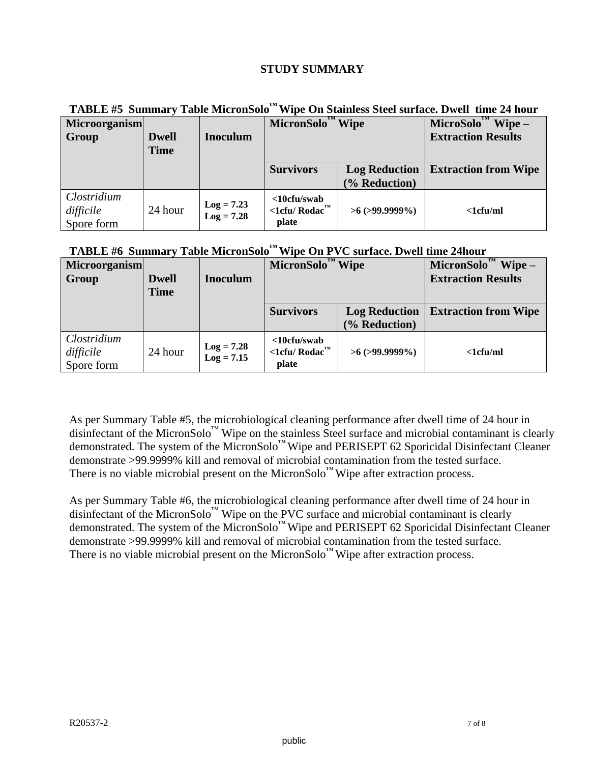# STUDY SUMMARY

**TABLE #5 Summary Table MicronSolo™ Wipe On Stainless Steel surface. Dwell time 24 hour**

| Microorganism Group | Dwell Time | Inoculum | MicronSolo™ Wipe | | MicroSolo™ Wipe – Extraction Results |
|---|---|---|---|---|---|
| | | | Survivors | Log Reduction (% Reduction) | Extraction from Wipe |
| *Clostridium difficile* Spore form | 24 hour | **Log = 7.23**<br>**Log = 7.28** | **<10cfu/swab**<br>**<1cfu/ Rodac™ plate** | **>6 (>99.9999%)** | **<1cfu/ml** |

**TABLE #6 Summary Table MicronSolo™ Wipe On PVC surface. Dwell time 24hour**

| Microorganism Group | Dwell Time | Inoculum | MicronSolo™ Wipe | | MicronSolo™ Wipe – Extraction Results |
|---|---|---|---|---|---|
| | | | Survivors | Log Reduction (% Reduction) | Extraction from Wipe |
| *Clostridium difficile* Spore form | 24 hour | **Log = 7.28**<br>**Log = 7.15** | **<10cfu/swab**<br>**<1cfu/ Rodac™ plate** | **>6 (>99.9999%)** | **<1cfu/ml** |

As per Summary Table #5, the microbiological cleaning performance after dwell time of 24 hour in disinfectant of the MicronSolo™ Wipe on the stainless Steel surface and microbial contaminant is clearly demonstrated. The system of the MicronSolo™ Wipe and PERISEPT 62 Sporicidal Disinfectant Cleaner demonstrate >99.9999% kill and removal of microbial contamination from the tested surface.
There is no viable microbial present on the MicronSolo™ Wipe after extraction process.

As per Summary Table #6, the microbiological cleaning performance after dwell time of 24 hour in disinfectant of the MicronSolo™ Wipe on the PVC surface and microbial contaminant is clearly demonstrated. The system of the MicronSolo™ Wipe and PERISEPT 62 Sporicidal Disinfectant Cleaner demonstrate >99.9999% kill and removal of microbial contamination from the tested surface.
There is no viable microbial present on the MicronSolo™ Wipe after extraction process.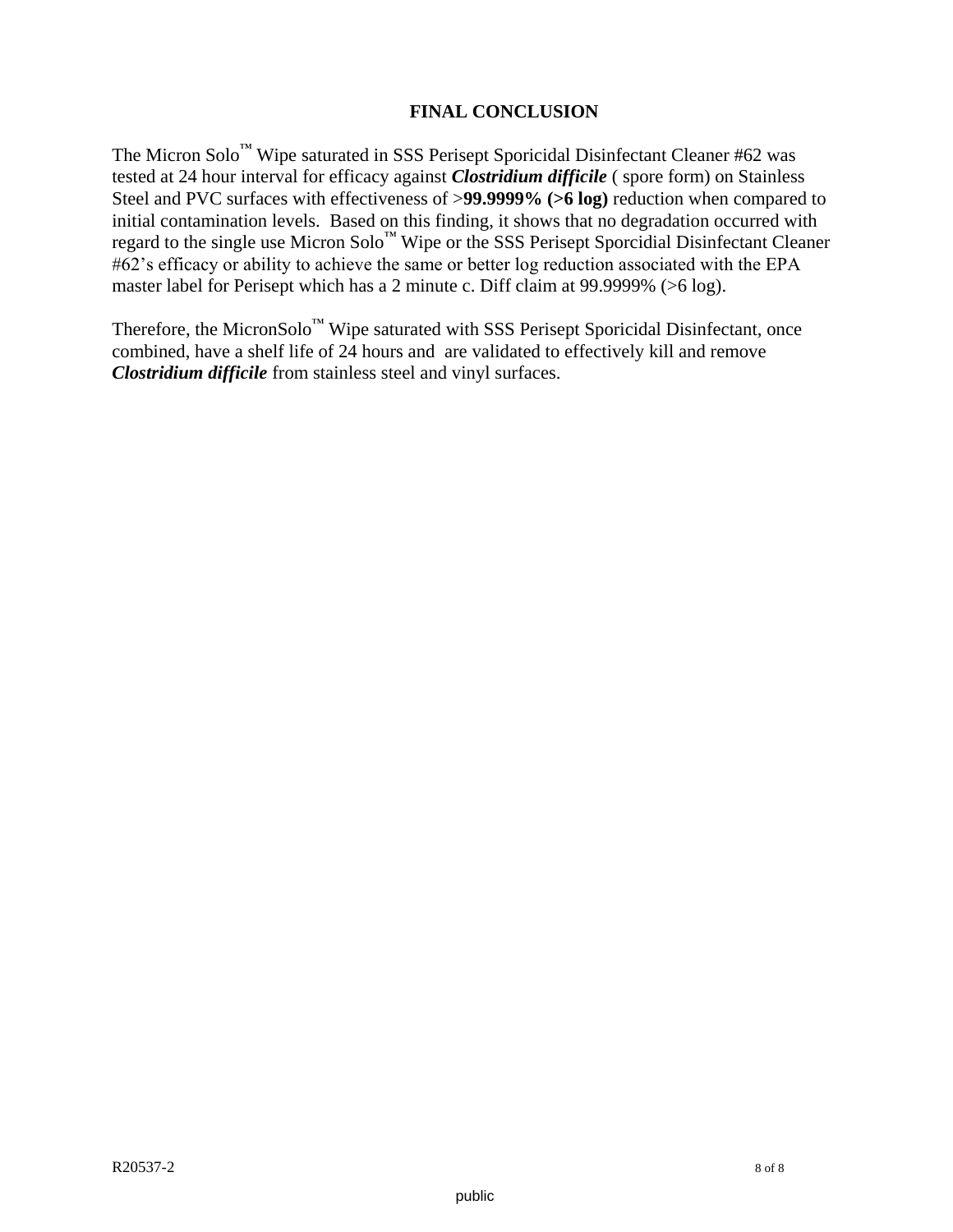## FINAL CONCLUSION

The Micron Solo™ Wipe saturated in SSS Perisept Sporicidal Disinfectant Cleaner #62 was tested at 24 hour interval for efficacy against ***Clostridium difficile*** ( spore form) on Stainless Steel and PVC surfaces with effectiveness of >**99.9999% (>6 log)** reduction when compared to initial contamination levels. Based on this finding, it shows that no degradation occurred with regard to the single use Micron Solo™ Wipe or the SSS Perisept Sporcidial Disinfectant Cleaner #62's efficacy or ability to achieve the same or better log reduction associated with the EPA master label for Perisept which has a 2 minute c. Diff claim at 99.9999% (>6 log).

Therefore, the MicronSolo™ Wipe saturated with SSS Perisept Sporicidal Disinfectant, once combined, have a shelf life of 24 hours and are validated to effectively kill and remove ***Clostridium difficile*** from stainless steel and vinyl surfaces.